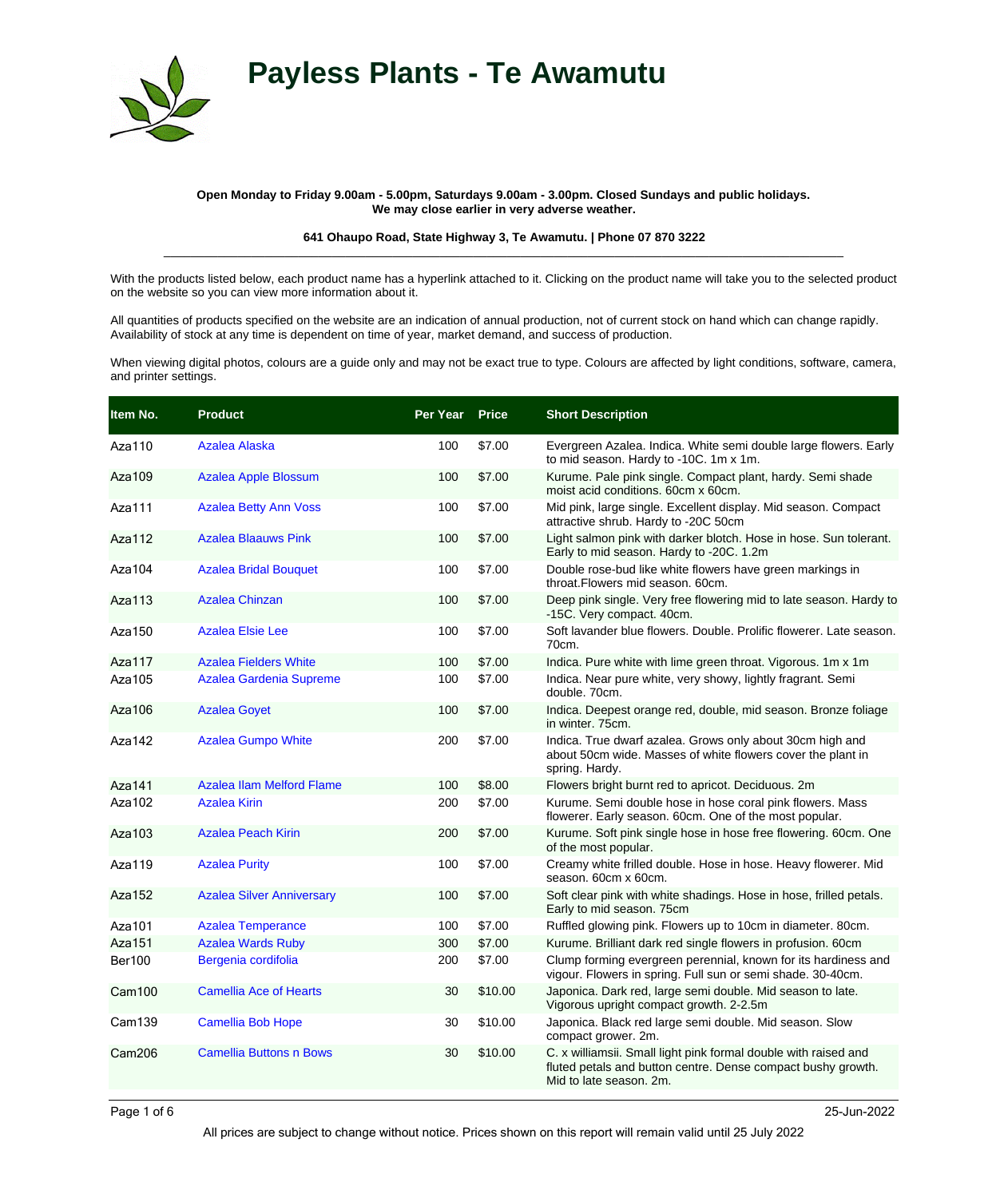# Payless Plants - Te Awamutu

**Open Monday to Friday 9.00am - 5.00pm, Saturdays 9.00am - 3.00pm. Closed Sundays and public holidays.**
**We may close earlier in very adverse weather.**

**641 Ohaupo Road, State Highway 3, Te Awamutu. | Phone 07 870 3222**

---

With the products listed below, each product name has a hyperlink attached to it. Clicking on the product name will take you to the selected product on the website so you can view more information about it.

All quantities of products specified on the website are an indication of annual production, not of current stock on hand which can change rapidly. Availability of stock at any time is dependent on time of year, market demand, and success of production.

When viewing digital photos, colours are a guide only and may not be exact true to type. Colours are affected by light conditions, software, camera, and printer settings.

| Item No. | Product | Per Year | Price | Short Description |
|---|---|---|---|---|
| Aza110 | Azalea Alaska | 100 | $7.00 | Evergreen Azalea. Indica. White semi double large flowers. Early to mid season. Hardy to -10C. 1m x 1m. |
| Aza109 | Azalea Apple Blossum | 100 | $7.00 | Kurume. Pale pink single. Compact plant, hardy. Semi shade moist acid conditions. 60cm x 60cm. |
| Aza111 | Azalea Betty Ann Voss | 100 | $7.00 | Mid pink, large single. Excellent display. Mid season. Compact attractive shrub. Hardy to -20C 50cm |
| Aza112 | Azalea Blaauws Pink | 100 | $7.00 | Light salmon pink with darker blotch. Hose in hose. Sun tolerant. Early to mid season. Hardy to -20C. 1.2m |
| Aza104 | Azalea Bridal Bouquet | 100 | $7.00 | Double rose-bud like white flowers have green markings in throat.Flowers mid season. 60cm. |
| Aza113 | Azalea Chinzan | 100 | $7.00 | Deep pink single. Very free flowering mid to late season. Hardy to -15C. Very compact. 40cm. |
| Aza150 | Azalea Elsie Lee | 100 | $7.00 | Soft lavander blue flowers. Double. Prolific flowerer. Late season. 70cm. |
| Aza117 | Azalea Fielders White | 100 | $7.00 | Indica. Pure white with lime green throat. Vigorous. 1m x 1m |
| Aza105 | Azalea Gardenia Supreme | 100 | $7.00 | Indica. Near pure white, very showy, lightly fragrant. Semi double. 70cm. |
| Aza106 | Azalea Goyet | 100 | $7.00 | Indica. Deepest orange red, double, mid season. Bronze foliage in winter. 75cm. |
| Aza142 | Azalea Gumpo White | 200 | $7.00 | Indica. True dwarf azalea. Grows only about 30cm high and about 50cm wide. Masses of white flowers cover the plant in spring. Hardy. |
| Aza141 | Azalea Ilam Melford Flame | 100 | $8.00 | Flowers bright burnt red to apricot. Deciduous. 2m |
| Aza102 | Azalea Kirin | 200 | $7.00 | Kurume. Semi double hose in hose coral pink flowers. Mass flowerer. Early season. 60cm. One of the most popular. |
| Aza103 | Azalea Peach Kirin | 200 | $7.00 | Kurume. Soft pink single hose in hose free flowering. 60cm. One of the most popular. |
| Aza119 | Azalea Purity | 100 | $7.00 | Creamy white frilled double. Hose in hose. Heavy flowerer. Mid season. 60cm x 60cm. |
| Aza152 | Azalea Silver Anniversary | 100 | $7.00 | Soft clear pink with white shadings. Hose in hose, frilled petals. Early to mid season. 75cm |
| Aza101 | Azalea Temperance | 100 | $7.00 | Ruffled glowing pink. Flowers up to 10cm in diameter. 80cm. |
| Aza151 | Azalea Wards Ruby | 300 | $7.00 | Kurume. Brilliant dark red single flowers in profusion. 60cm |
| Ber100 | Bergenia cordifolia | 200 | $7.00 | Clump forming evergreen perennial, known for its hardiness and vigour. Flowers in spring. Full sun or semi shade. 30-40cm. |
| Cam100 | Camellia Ace of Hearts | 30 | $10.00 | Japonica. Dark red, large semi double. Mid season to late. Vigorous upright compact growth. 2-2.5m |
| Cam139 | Camellia Bob Hope | 30 | $10.00 | Japonica. Black red large semi double. Mid season. Slow compact grower. 2m. |
| Cam206 | Camellia Buttons n Bows | 30 | $10.00 | C. x williamsii. Small light pink formal double with raised and fluted petals and button centre. Dense compact bushy growth. Mid to late season. 2m. |

25-Jun-2022

All prices are subject to change without notice. Prices shown on this report will remain valid until 25 July 2022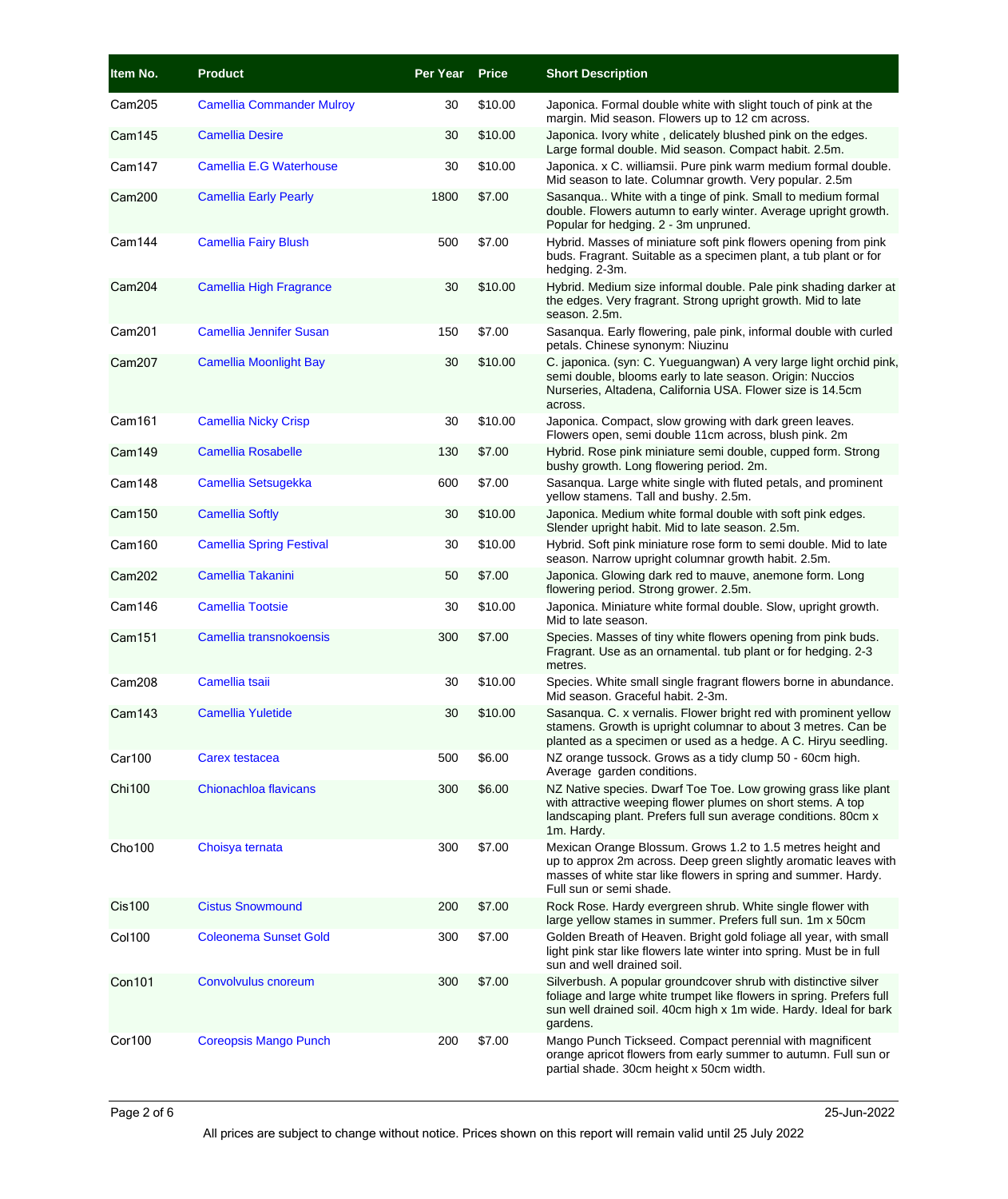| Item No. | Product | Per Year | Price | Short Description |
| --- | --- | --- | --- | --- |
| Cam205 | Camellia Commander Mulroy | 30 | $10.00 | Japonica. Formal double white with slight touch of pink at the margin. Mid season. Flowers up to 12 cm across. |
| Cam145 | Camellia Desire | 30 | $10.00 | Japonica. Ivory white , delicately blushed pink on the edges. Large formal double. Mid season. Compact habit. 2.5m. |
| Cam147 | Camellia E.G Waterhouse | 30 | $10.00 | Japonica. x C. williamsii. Pure pink warm medium formal double. Mid season to late. Columnar growth. Very popular. 2.5m |
| Cam200 | Camellia Early Pearly | 1800 | $7.00 | Sasanqua.. White with a tinge of pink. Small to medium formal double. Flowers autumn to early winter. Average upright growth. Popular for hedging. 2 - 3m unpruned. |
| Cam144 | Camellia Fairy Blush | 500 | $7.00 | Hybrid. Masses of miniature soft pink flowers opening from pink buds. Fragrant. Suitable as a specimen plant, a tub plant or for hedging. 2-3m. |
| Cam204 | Camellia High Fragrance | 30 | $10.00 | Hybrid. Medium size informal double. Pale pink shading darker at the edges. Very fragrant. Strong upright growth. Mid to late season. 2.5m. |
| Cam201 | Camellia Jennifer Susan | 150 | $7.00 | Sasanqua. Early flowering, pale pink, informal double with curled petals. Chinese synonym: Niuzinu |
| Cam207 | Camellia Moonlight Bay | 30 | $10.00 | C. japonica. (syn: C. Yueguangwan) A very large light orchid pink, semi double, blooms early to late season. Origin: Nuccios Nurseries, Altadena, California USA. Flower size is 14.5cm across. |
| Cam161 | Camellia Nicky Crisp | 30 | $10.00 | Japonica. Compact, slow growing with dark green leaves. Flowers open, semi double 11cm across, blush pink. 2m |
| Cam149 | Camellia Rosabelle | 130 | $7.00 | Hybrid. Rose pink miniature semi double, cupped form. Strong bushy growth. Long flowering period. 2m. |
| Cam148 | Camellia Setsugekka | 600 | $7.00 | Sasanqua. Large white single with fluted petals, and prominent yellow stamens. Tall and bushy. 2.5m. |
| Cam150 | Camellia Softly | 30 | $10.00 | Japonica. Medium white formal double with soft pink edges. Slender upright habit. Mid to late season. 2.5m. |
| Cam160 | Camellia Spring Festival | 30 | $10.00 | Hybrid. Soft pink miniature rose form to semi double. Mid to late season. Narrow upright columnar growth habit. 2.5m. |
| Cam202 | Camellia Takanini | 50 | $7.00 | Japonica. Glowing dark red to mauve, anemone form. Long flowering period. Strong grower. 2.5m. |
| Cam146 | Camellia Tootsie | 30 | $10.00 | Japonica. Miniature white formal double. Slow, upright growth. Mid to late season. |
| Cam151 | Camellia transnokoensis | 300 | $7.00 | Species. Masses of tiny white flowers opening from pink buds. Fragrant. Use as an ornamental. tub plant or for hedging. 2-3 metres. |
| Cam208 | Camellia tsaii | 30 | $10.00 | Species. White small single fragrant flowers borne in abundance. Mid season. Graceful habit. 2-3m. |
| Cam143 | Camellia Yuletide | 30 | $10.00 | Sasanqua. C. x vernalis. Flower bright red with prominent yellow stamens. Growth is upright columnar to about 3 metres. Can be planted as a specimen or used as a hedge. A C. Hiryu seedling. |
| Car100 | Carex testacea | 500 | $6.00 | NZ orange tussock. Grows as a tidy clump 50 - 60cm high. Average garden conditions. |
| Chi100 | Chionachloa flavicans | 300 | $6.00 | NZ Native species. Dwarf Toe Toe. Low growing grass like plant with attractive weeping flower plumes on short stems. A top landscaping plant. Prefers full sun average conditions. 80cm x 1m. Hardy. |
| Cho100 | Choisya ternata | 300 | $7.00 | Mexican Orange Blossum. Grows 1.2 to 1.5 metres height and up to approx 2m across. Deep green slightly aromatic leaves with masses of white star like flowers in spring and summer. Hardy. Full sun or semi shade. |
| Cis100 | Cistus Snowmound | 200 | $7.00 | Rock Rose. Hardy evergreen shrub. White single flower with large yellow stames in summer. Prefers full sun. 1m x 50cm |
| Col100 | Coleonema Sunset Gold | 300 | $7.00 | Golden Breath of Heaven. Bright gold foliage all year, with small light pink star like flowers late winter into spring. Must be in full sun and well drained soil. |
| Con101 | Convolvulus cnoreum | 300 | $7.00 | Silverbush. A popular groundcover shrub with distinctive silver foliage and large white trumpet like flowers in spring. Prefers full sun well drained soil. 40cm high x 1m wide. Hardy. Ideal for bark gardens. |
| Cor100 | Coreopsis Mango Punch | 200 | $7.00 | Mango Punch Tickseed. Compact perennial with magnificent orange apricot flowers from early summer to autumn. Full sun or partial shade. 30cm height x 50cm width. |

25-Jun-2022

All prices are subject to change without notice. Prices shown on this report will remain valid until 25 July 2022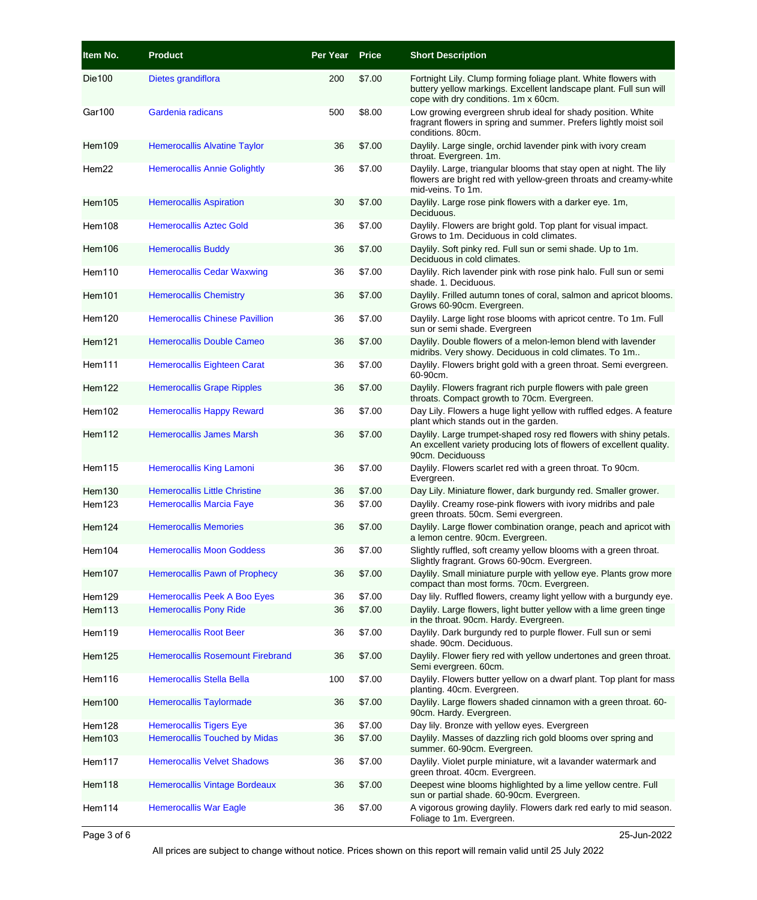| Item No. | Product | Per Year | Price | Short Description |
|---|---|---|---|---|
| Die100 | Dietes grandiflora | 200 | $7.00 | Fortnight Lily. Clump forming foliage plant. White flowers with buttery yellow markings. Excellent landscape plant. Full sun will cope with dry conditions. 1m x 60cm. |
| Gar100 | Gardenia radicans | 500 | $8.00 | Low growing evergreen shrub ideal for shady position. White fragrant flowers in spring and summer. Prefers lightly moist soil conditions. 80cm. |
| Hem109 | Hemerocallis Alvatine Taylor | 36 | $7.00 | Daylily. Large single, orchid lavender pink with ivory cream throat. Evergreen. 1m. |
| Hem22 | Hemerocallis Annie Golightly | 36 | $7.00 | Daylily. Large, triangular blooms that stay open at night. The lily flowers are bright red with yellow-green throats and creamy-white mid-veins. To 1m. |
| Hem105 | Hemerocallis Aspiration | 30 | $7.00 | Daylily. Large rose pink flowers with a darker eye. 1m, Deciduous. |
| Hem108 | Hemerocallis Aztec Gold | 36 | $7.00 | Daylily. Flowers are bright gold. Top plant for visual impact. Grows to 1m. Deciduous in cold climates. |
| Hem106 | Hemerocallis Buddy | 36 | $7.00 | Daylily. Soft pinky red. Full sun or semi shade. Up to 1m. Deciduous in cold climates. |
| Hem110 | Hemerocallis Cedar Waxwing | 36 | $7.00 | Daylily. Rich lavender pink with rose pink halo. Full sun or semi shade. 1. Deciduous. |
| Hem101 | Hemerocallis Chemistry | 36 | $7.00 | Daylily. Frilled autumn tones of coral, salmon and apricot blooms. Grows 60-90cm. Evergreen. |
| Hem120 | Hemerocallis Chinese Pavillion | 36 | $7.00 | Daylily. Large light rose blooms with apricot centre. To 1m. Full sun or semi shade. Evergreen |
| Hem121 | Hemerocallis Double Cameo | 36 | $7.00 | Daylily. Double flowers of a melon-lemon blend with lavender midribs. Very showy. Deciduous in cold climates. To 1m.. |
| Hem111 | Hemerocallis Eighteen Carat | 36 | $7.00 | Daylily. Flowers bright gold with a green throat. Semi evergreen. 60-90cm. |
| Hem122 | Hemerocallis Grape Ripples | 36 | $7.00 | Daylily. Flowers fragrant rich purple flowers with pale green throats. Compact growth to 70cm. Evergreen. |
| Hem102 | Hemerocallis Happy Reward | 36 | $7.00 | Day Lily. Flowers a huge light yellow with ruffled edges. A feature plant which stands out in the garden. |
| Hem112 | Hemerocallis James Marsh | 36 | $7.00 | Daylily. Large trumpet-shaped rosy red flowers with shiny petals. An excellent variety producing lots of flowers of excellent quality. 90cm. Deciduouss |
| Hem115 | Hemerocallis King Lamoni | 36 | $7.00 | Daylily. Flowers scarlet red with a green throat. To 90cm. Evergreen. |
| Hem130 | Hemerocallis Little Christine | 36 | $7.00 | Day Lily. Miniature flower, dark burgundy red. Smaller grower. |
| Hem123 | Hemerocallis Marcia Faye | 36 | $7.00 | Daylily. Creamy rose-pink flowers with ivory midribs and pale green throats. 50cm. Semi evergreen. |
| Hem124 | Hemerocallis Memories | 36 | $7.00 | Daylily. Large flower combination orange, peach and apricot with a lemon centre. 90cm. Evergreen. |
| Hem104 | Hemerocallis Moon Goddess | 36 | $7.00 | Slightly ruffled, soft creamy yellow blooms with a green throat. Slightly fragrant. Grows 60-90cm. Evergreen. |
| Hem107 | Hemerocallis Pawn of Prophecy | 36 | $7.00 | Daylily. Small miniature purple with yellow eye. Plants grow more compact than most forms. 70cm. Evergreen. |
| Hem129 | Hemerocallis Peek A Boo Eyes | 36 | $7.00 | Day lily. Ruffled flowers, creamy light yellow with a burgundy eye. |
| Hem113 | Hemerocallis Pony Ride | 36 | $7.00 | Daylily. Large flowers, light butter yellow with a lime green tinge in the throat. 90cm. Hardy. Evergreen. |
| Hem119 | Hemerocallis Root Beer | 36 | $7.00 | Daylily. Dark burgundy red to purple flower. Full sun or semi shade. 90cm. Deciduous. |
| Hem125 | Hemerocallis Rosemount Firebrand | 36 | $7.00 | Daylily. Flower fiery red with yellow undertones and green throat. Semi evergreen. 60cm. |
| Hem116 | Hemerocallis Stella Bella | 100 | $7.00 | Daylily. Flowers butter yellow on a dwarf plant. Top plant for mass planting. 40cm. Evergreen. |
| Hem100 | Hemerocallis Taylormade | 36 | $7.00 | Daylily. Large flowers shaded cinnamon with a green throat. 60-90cm. Hardy. Evergreen. |
| Hem128 | Hemerocallis Tigers Eye | 36 | $7.00 | Day lily. Bronze with yellow eyes. Evergreen |
| Hem103 | Hemerocallis Touched by Midas | 36 | $7.00 | Daylily. Masses of dazzling rich gold blooms over spring and summer. 60-90cm. Evergreen. |
| Hem117 | Hemerocallis Velvet Shadows | 36 | $7.00 | Daylily. Violet purple miniature, wit a lavander watermark and green throat. 40cm. Evergreen. |
| Hem118 | Hemerocallis Vintage Bordeaux | 36 | $7.00 | Deepest wine blooms highlighted by a lime yellow centre. Full sun or partial shade. 60-90cm. Evergreen. |
| Hem114 | Hemerocallis War Eagle | 36 | $7.00 | A vigorous growing daylily. Flowers dark red early to mid season. Foliage to 1m. Evergreen. |

25-Jun-2022

All prices are subject to change without notice. Prices shown on this report will remain valid until 25 July 2022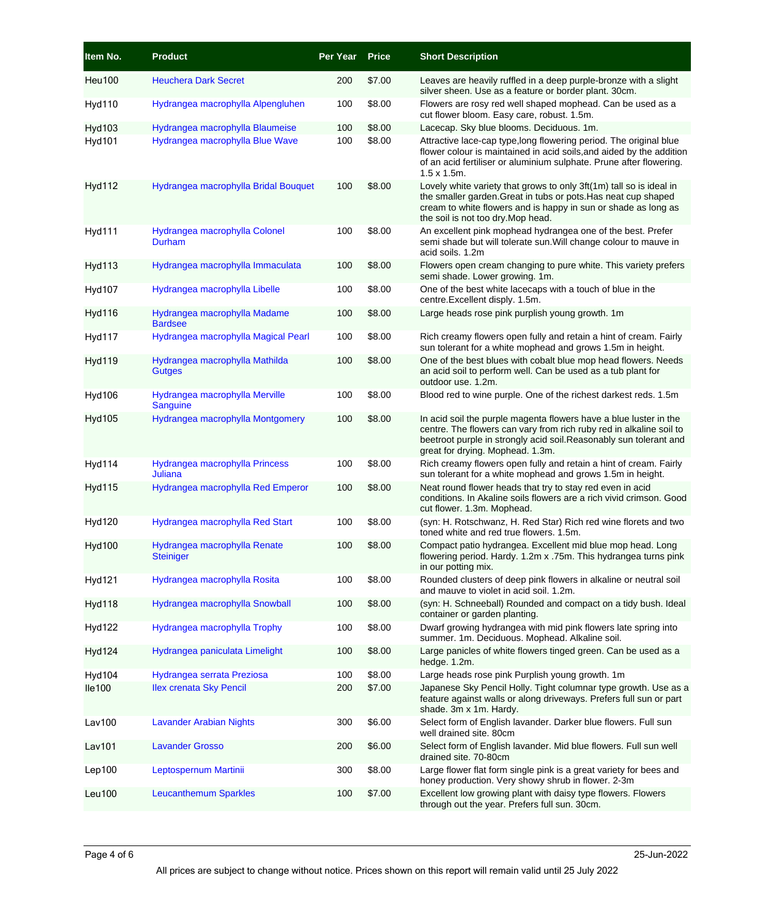| Item No. | Product | Per Year | Price | Short Description |
|---|---|---|---|---|
| Heu100 | Heuchera Dark Secret | 200 | $7.00 | Leaves are heavily ruffled in a deep purple-bronze with a slight silver sheen. Use as a feature or border plant. 30cm. |
| Hyd110 | Hydrangea macrophylla Alpengluhen | 100 | $8.00 | Flowers are rosy red well shaped mophead. Can be used as a cut flower bloom. Easy care, robust. 1.5m. |
| Hyd103 | Hydrangea macrophylla Blaumeise | 100 | $8.00 | Lacecap. Sky blue blooms. Deciduous. 1m. |
| Hyd101 | Hydrangea macrophylla Blue Wave | 100 | $8.00 | Attractive lace-cap type,long flowering period. The original blue flower colour is maintained in acid soils,and aided by the addition of an acid fertiliser or aluminium sulphate. Prune after flowering. 1.5 x 1.5m. |
| Hyd112 | Hydrangea macrophylla Bridal Bouquet | 100 | $8.00 | Lovely white variety that grows to only 3ft(1m) tall so is ideal in the smaller garden.Great in tubs or pots.Has neat cup shaped cream to white flowers and is happy in sun or shade as long as the soil is not too dry.Mop head. |
| Hyd111 | Hydrangea macrophylla Colonel Durham | 100 | $8.00 | An excellent pink mophead hydrangea one of the best. Prefer semi shade but will tolerate sun.Will change colour to mauve in acid soils. 1.2m |
| Hyd113 | Hydrangea macrophylla Immaculata | 100 | $8.00 | Flowers open cream changing to pure white. This variety prefers semi shade. Lower growing. 1m. |
| Hyd107 | Hydrangea macrophylla Libelle | 100 | $8.00 | One of the best white lacecaps with a touch of blue in the centre.Excellent disply. 1.5m. |
| Hyd116 | Hydrangea macrophylla Madame Bardsee | 100 | $8.00 | Large heads rose pink purplish young growth. 1m |
| Hyd117 | Hydrangea macrophylla Magical Pearl | 100 | $8.00 | Rich creamy flowers open fully and retain a hint of cream. Fairly sun tolerant for a white mophead and grows 1.5m in height. |
| Hyd119 | Hydrangea macrophylla Mathilda Gutges | 100 | $8.00 | One of the best blues with cobalt blue mop head flowers. Needs an acid soil to perform well. Can be used as a tub plant for outdoor use. 1.2m. |
| Hyd106 | Hydrangea macrophylla Merville Sanguine | 100 | $8.00 | Blood red to wine purple. One of the richest darkest reds. 1.5m |
| Hyd105 | Hydrangea macrophylla Montgomery | 100 | $8.00 | In acid soil the purple magenta flowers have a blue luster in the centre. The flowers can vary from rich ruby red in alkaline soil to beetroot purple in strongly acid soil.Reasonably sun tolerant and great for drying. Mophead. 1.3m. |
| Hyd114 | Hydrangea macrophylla Princess Juliana | 100 | $8.00 | Rich creamy flowers open fully and retain a hint of cream. Fairly sun tolerant for a white mophead and grows 1.5m in height. |
| Hyd115 | Hydrangea macrophylla Red Emperor | 100 | $8.00 | Neat round flower heads that try to stay red even in acid conditions. In Akaline soils flowers are a rich vivid crimson. Good cut flower. 1.3m. Mophead. |
| Hyd120 | Hydrangea macrophylla Red Start | 100 | $8.00 | (syn: H. Rotschwanz, H. Red Star) Rich red wine florets and two toned white and red true flowers. 1.5m. |
| Hyd100 | Hydrangea macrophylla Renate Steiniger | 100 | $8.00 | Compact patio hydrangea. Excellent mid blue mop head. Long flowering period. Hardy. 1.2m x .75m. This hydrangea turns pink in our potting mix. |
| Hyd121 | Hydrangea macrophylla Rosita | 100 | $8.00 | Rounded clusters of deep pink flowers in alkaline or neutral soil and mauve to violet in acid soil. 1.2m. |
| Hyd118 | Hydrangea macrophylla Snowball | 100 | $8.00 | (syn: H. Schneeball) Rounded and compact on a tidy bush. Ideal container or garden planting. |
| Hyd122 | Hydrangea macrophylla Trophy | 100 | $8.00 | Dwarf growing hydrangea with mid pink flowers late spring into summer. 1m. Deciduous. Mophead. Alkaline soil. |
| Hyd124 | Hydrangea paniculata Limelight | 100 | $8.00 | Large panicles of white flowers tinged green. Can be used as a hedge. 1.2m. |
| Hyd104 | Hydrangea serrata Preziosa | 100 | $8.00 | Large heads rose pink Purplish young growth. 1m |
| Ile100 | Ilex crenata Sky Pencil | 200 | $7.00 | Japanese Sky Pencil Holly. Tight columnar type growth. Use as a feature against walls or along driveways. Prefers full sun or part shade. 3m x 1m. Hardy. |
| Lav100 | Lavander Arabian Nights | 300 | $6.00 | Select form of English lavander. Darker blue flowers. Full sun well drained site. 80cm |
| Lav101 | Lavander Grosso | 200 | $6.00 | Select form of English lavander. Mid blue flowers. Full sun well drained site. 70-80cm |
| Lep100 | Leptospernum Martinii | 300 | $8.00 | Large flower flat form single pink is a great variety for bees and honey production. Very showy shrub in flower. 2-3m |
| Leu100 | Leucanthemum Sparkles | 100 | $7.00 | Excellent low growing plant with daisy type flowers. Flowers through out the year. Prefers full sun. 30cm. |

25-Jun-2022

All prices are subject to change without notice. Prices shown on this report will remain valid until 25 July 2022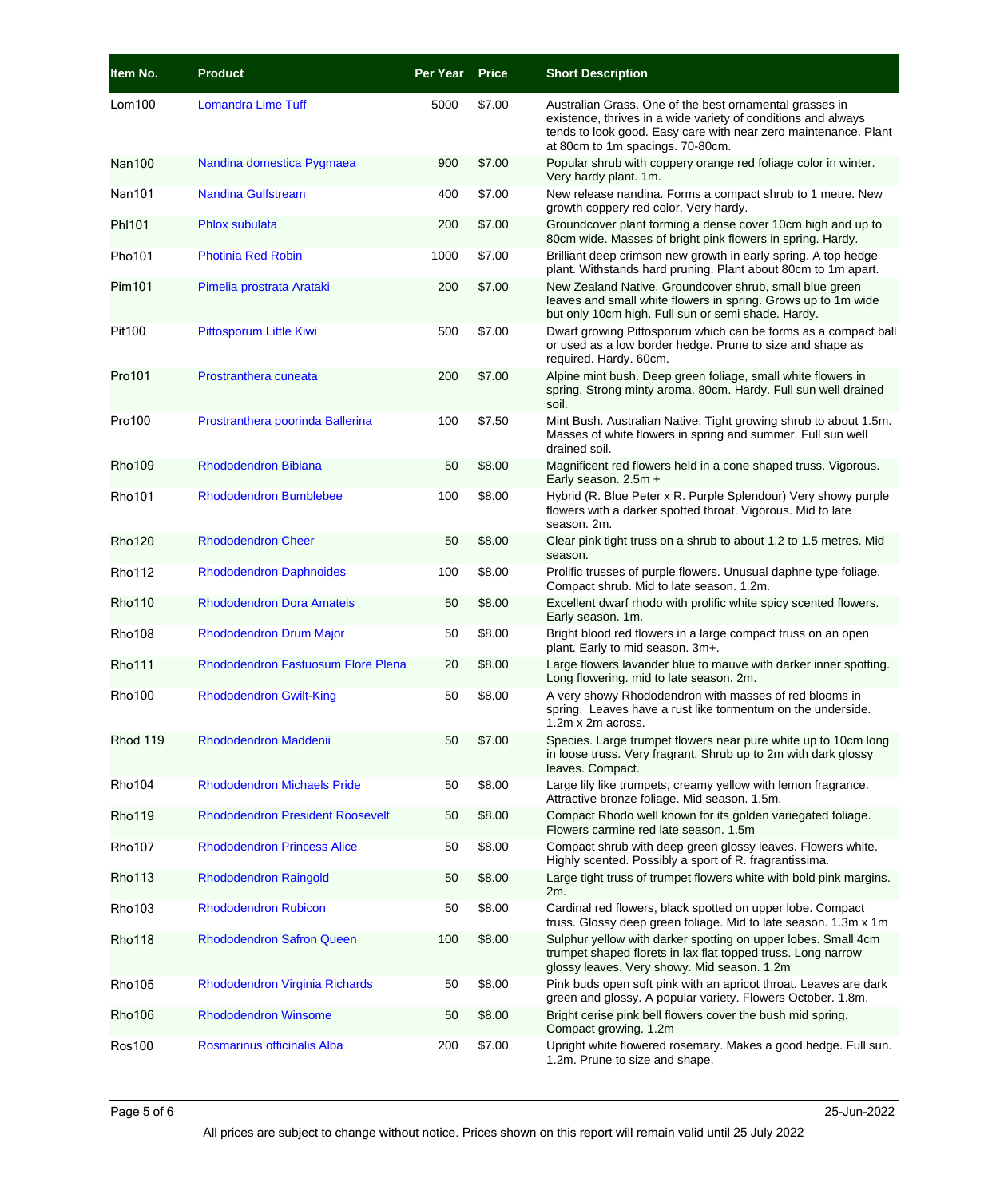| Item No. | Product | Per Year | Price | Short Description |
| --- | --- | --- | --- | --- |
| Lom100 | Lomandra Lime Tuff | 5000 | $7.00 | Australian Grass. One of the best ornamental grasses in existence, thrives in a wide variety of conditions and always tends to look good. Easy care with near zero maintenance. Plant at 80cm to 1m spacings. 70-80cm. |
| Nan100 | Nandina domestica Pygmaea | 900 | $7.00 | Popular shrub with coppery orange red foliage color in winter. Very hardy plant. 1m. |
| Nan101 | Nandina Gulfstream | 400 | $7.00 | New release nandina. Forms a compact shrub to 1 metre. New growth coppery red color. Very hardy. |
| Phl101 | Phlox subulata | 200 | $7.00 | Groundcover plant forming a dense cover 10cm high and up to 80cm wide. Masses of bright pink flowers in spring. Hardy. |
| Pho101 | Photinia Red Robin | 1000 | $7.00 | Brilliant deep crimson new growth in early spring. A top hedge plant. Withstands hard pruning. Plant about 80cm to 1m apart. |
| Pim101 | Pimelia prostrata Arataki | 200 | $7.00 | New Zealand Native. Groundcover shrub, small blue green leaves and small white flowers in spring. Grows up to 1m wide but only 10cm high. Full sun or semi shade. Hardy. |
| Pit100 | Pittosporum Little Kiwi | 500 | $7.00 | Dwarf growing Pittosporum which can be forms as a compact ball or used as a low border hedge. Prune to size and shape as required. Hardy. 60cm. |
| Pro101 | Prostranthera cuneata | 200 | $7.00 | Alpine mint bush. Deep green foliage, small white flowers in spring. Strong minty aroma. 80cm. Hardy. Full sun well drained soil. |
| Pro100 | Prostranthera poorinda Ballerina | 100 | $7.50 | Mint Bush. Australian Native. Tight growing shrub to about 1.5m. Masses of white flowers in spring and summer. Full sun well drained soil. |
| Rho109 | Rhododendron Bibiana | 50 | $8.00 | Magnificent red flowers held in a cone shaped truss. Vigorous. Early season. 2.5m + |
| Rho101 | Rhododendron Bumblebee | 100 | $8.00 | Hybrid (R. Blue Peter x R. Purple Splendour) Very showy purple flowers with a darker spotted throat. Vigorous. Mid to late season. 2m. |
| Rho120 | Rhododendron Cheer | 50 | $8.00 | Clear pink tight truss on a shrub to about 1.2 to 1.5 metres. Mid season. |
| Rho112 | Rhododendron Daphnoides | 100 | $8.00 | Prolific trusses of purple flowers. Unusual daphne type foliage. Compact shrub. Mid to late season. 1.2m. |
| Rho110 | Rhododendron Dora Amateis | 50 | $8.00 | Excellent dwarf rhodo with prolific white spicy scented flowers. Early season. 1m. |
| Rho108 | Rhododendron Drum Major | 50 | $8.00 | Bright blood red flowers in a large compact truss on an open plant. Early to mid season. 3m+. |
| Rho111 | Rhododendron Fastuosum Flore Plena | 20 | $8.00 | Large flowers lavander blue to mauve with darker inner spotting. Long flowering. mid to late season. 2m. |
| Rho100 | Rhododendron Gwilt-King | 50 | $8.00 | A very showy Rhododendron with masses of red blooms in spring. Leaves have a rust like tormentum on the underside. 1.2m x 2m across. |
| Rhod 119 | Rhododendron Maddenii | 50 | $7.00 | Species. Large trumpet flowers near pure white up to 10cm long in loose truss. Very fragrant. Shrub up to 2m with dark glossy leaves. Compact. |
| Rho104 | Rhododendron Michaels Pride | 50 | $8.00 | Large lily like trumpets, creamy yellow with lemon fragrance. Attractive bronze foliage. Mid season. 1.5m. |
| Rho119 | Rhododendron President Roosevelt | 50 | $8.00 | Compact Rhodo well known for its golden variegated foliage. Flowers carmine red late season. 1.5m |
| Rho107 | Rhododendron Princess Alice | 50 | $8.00 | Compact shrub with deep green glossy leaves. Flowers white. Highly scented. Possibly a sport of R. fragrantissima. |
| Rho113 | Rhododendron Raingold | 50 | $8.00 | Large tight truss of trumpet flowers white with bold pink margins. 2m. |
| Rho103 | Rhododendron Rubicon | 50 | $8.00 | Cardinal red flowers, black spotted on upper lobe. Compact truss. Glossy deep green foliage. Mid to late season. 1.3m x 1m |
| Rho118 | Rhododendron Safron Queen | 100 | $8.00 | Sulphur yellow with darker spotting on upper lobes. Small 4cm trumpet shaped florets in lax flat topped truss. Long narrow glossy leaves. Very showy. Mid season. 1.2m |
| Rho105 | Rhododendron Virginia Richards | 50 | $8.00 | Pink buds open soft pink with an apricot throat. Leaves are dark green and glossy. A popular variety. Flowers October. 1.8m. |
| Rho106 | Rhododendron Winsome | 50 | $8.00 | Bright cerise pink bell flowers cover the bush mid spring. Compact growing. 1.2m |
| Ros100 | Rosmarinus officinalis Alba | 200 | $7.00 | Upright white flowered rosemary. Makes a good hedge. Full sun. 1.2m. Prune to size and shape. |

25-Jun-2022

All prices are subject to change without notice. Prices shown on this report will remain valid until 25 July 2022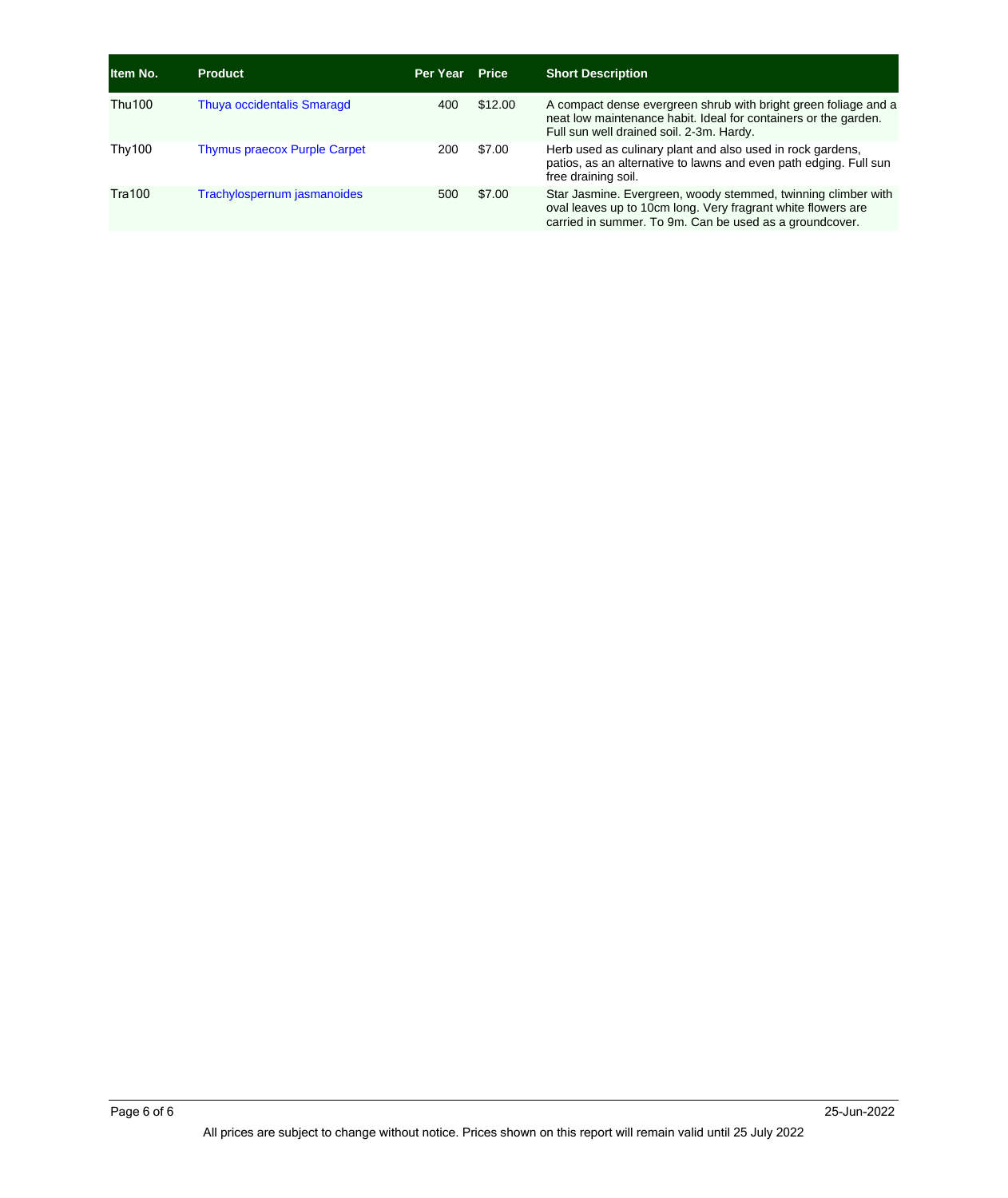| Item No. | Product | Per Year | Price | Short Description |
|---|---|---|---|---|
| Thu100 | Thuya occidentalis Smaragd | 400 | $12.00 | A compact dense evergreen shrub with bright green foliage and a neat low maintenance habit. Ideal for containers or the garden. Full sun well drained soil. 2-3m. Hardy. |
| Thy100 | Thymus praecox Purple Carpet | 200 | $7.00 | Herb used as culinary plant and also used in rock gardens, patios, as an alternative to lawns and even path edging. Full sun free draining soil. |
| Tra100 | Trachylospernum jasmanoides | 500 | $7.00 | Star Jasmine. Evergreen, woody stemmed, twinning climber with oval leaves up to 10cm long. Very fragrant white flowers are carried in summer. To 9m. Can be used as a groundcover. |

25-Jun-2022

All prices are subject to change without notice. Prices shown on this report will remain valid until 25 July 2022